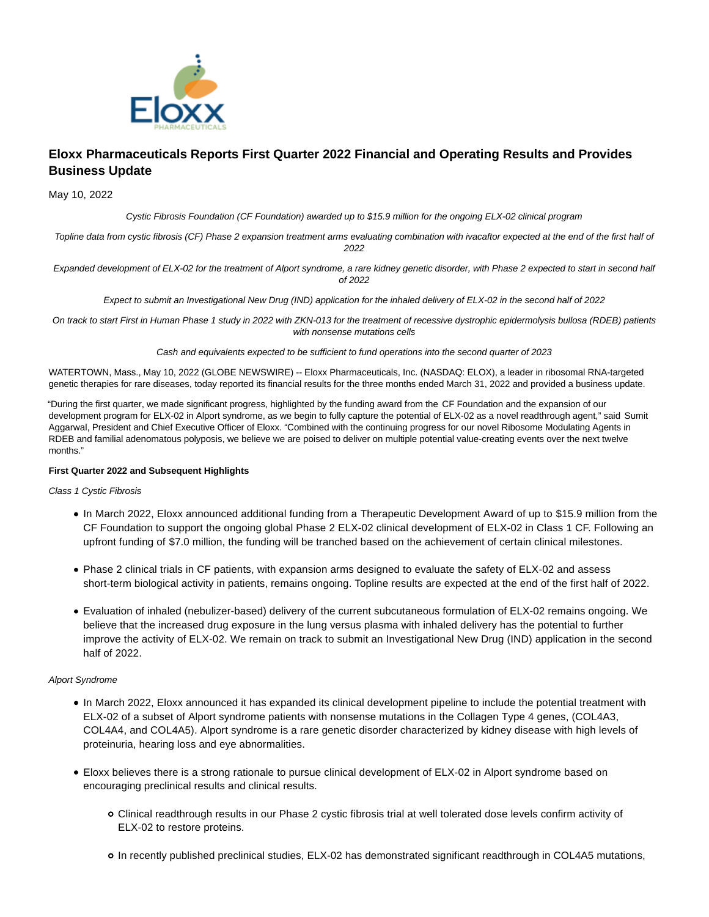# Eloxx Pharmaceuticals Reports First Quarter 2022 Financial and Operating Results and Provides Business Update

May 10, 2022

*Cystic Fibrosis Foundation (CF Foundation) awarded up to $15.9 million for the ongoing ELX-02 clinical program*

*Topline data from cystic fibrosis (CF) Phase 2 expansion treatment arms evaluating combination with ivacaftor expected at the end of the first half of 2022*

*Expanded development of ELX-02 for the treatment of Alport syndrome, a rare kidney genetic disorder, with Phase 2 expected to start in second half of 2022*

*Expect to submit an Investigational New Drug (IND) application for the inhaled delivery of ELX-02 in the second half of 2022*

*On track to start First in Human Phase 1 study in 2022 with ZKN-013 for the treatment of recessive dystrophic epidermolysis bullosa (RDEB) patients with nonsense mutations cells*

*Cash and equivalents expected to be sufficient to fund operations into the second quarter of 2023*

WATERTOWN, Mass., May 10, 2022 (GLOBE NEWSWIRE) -- Eloxx Pharmaceuticals, Inc. (NASDAQ: ELOX), a leader in ribosomal RNA-targeted genetic therapies for rare diseases, today reported its financial results for the three months ended March 31, 2022 and provided a business update.

"During the first quarter, we made significant progress, highlighted by the funding award from the CF Foundation and the expansion of our development program for ELX-02 in Alport syndrome, as we begin to fully capture the potential of ELX-02 as a novel readthrough agent," said Sumit Aggarwal, President and Chief Executive Officer of Eloxx. "Combined with the continuing progress for our novel Ribosome Modulating Agents in RDEB and familial adenomatous polyposis, we believe we are poised to deliver on multiple potential value-creating events over the next twelve months."

**First Quarter 2022 and Subsequent Highlights**

*Class 1 Cystic Fibrosis*

- In March 2022, Eloxx announced additional funding from a Therapeutic Development Award of up to $15.9 million from the CF Foundation to support the ongoing global Phase 2 ELX-02 clinical development of ELX-02 in Class 1 CF. Following an upfront funding of $7.0 million, the funding will be tranched based on the achievement of certain clinical milestones.
- Phase 2 clinical trials in CF patients, with expansion arms designed to evaluate the safety of ELX-02 and assess short-term biological activity in patients, remains ongoing. Topline results are expected at the end of the first half of 2022.
- Evaluation of inhaled (nebulizer-based) delivery of the current subcutaneous formulation of ELX-02 remains ongoing. We believe that the increased drug exposure in the lung versus plasma with inhaled delivery has the potential to further improve the activity of ELX-02. We remain on track to submit an Investigational New Drug (IND) application in the second half of 2022.

*Alport Syndrome*

- In March 2022, Eloxx announced it has expanded its clinical development pipeline to include the potential treatment with ELX-02 of a subset of Alport syndrome patients with nonsense mutations in the Collagen Type 4 genes, (COL4A3, COL4A4, and COL4A5). Alport syndrome is a rare genetic disorder characterized by kidney disease with high levels of proteinuria, hearing loss and eye abnormalities.
- Eloxx believes there is a strong rationale to pursue clinical development of ELX-02 in Alport syndrome based on encouraging preclinical results and clinical results.
  - Clinical readthrough results in our Phase 2 cystic fibrosis trial at well tolerated dose levels confirm activity of ELX-02 to restore proteins.
  - In recently published preclinical studies, ELX-02 has demonstrated significant readthrough in COL4A5 mutations,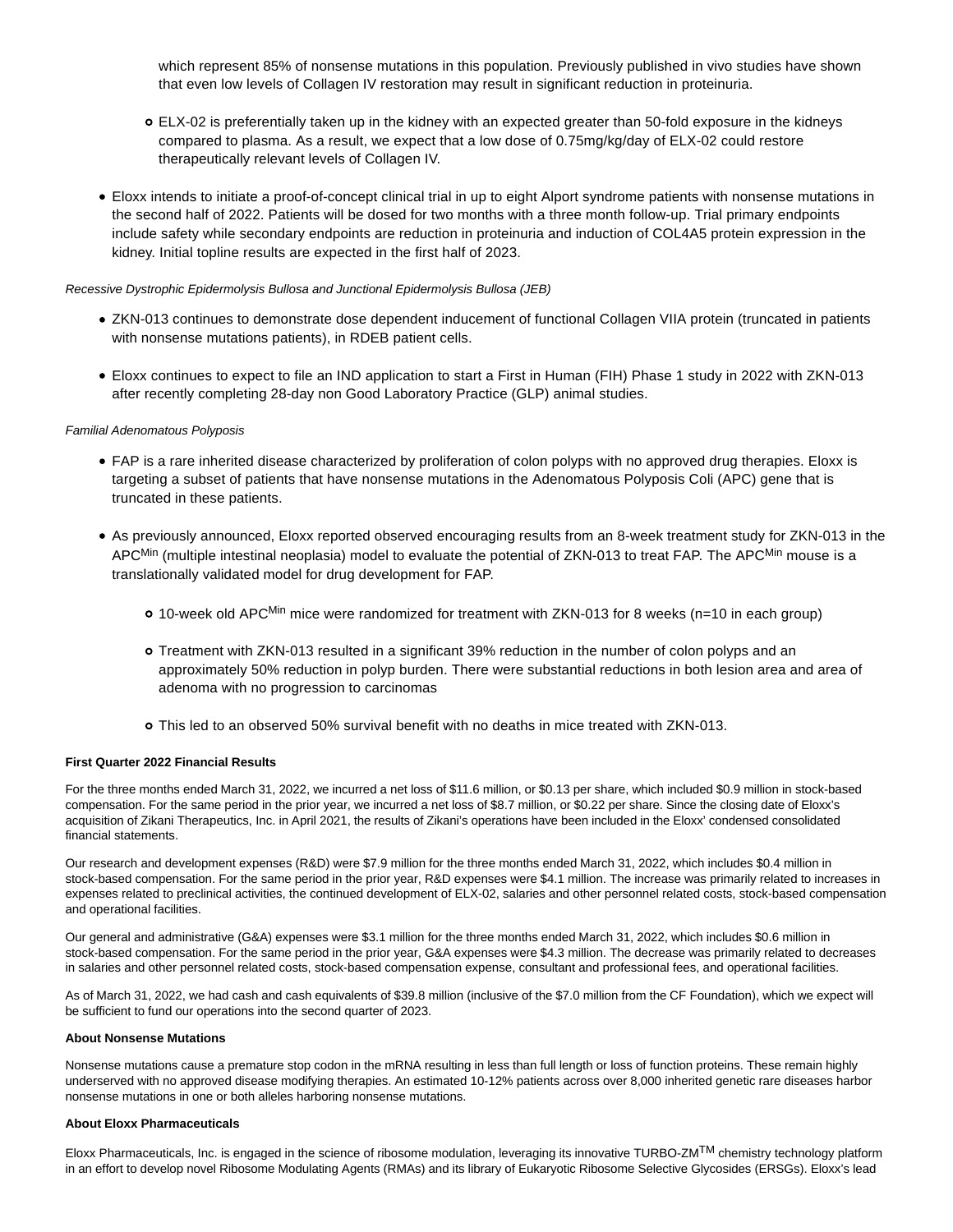which represent 85% of nonsense mutations in this population. Previously published in vivo studies have shown that even low levels of Collagen IV restoration may result in significant reduction in proteinuria.

  - ELX-02 is preferentially taken up in the kidney with an expected greater than 50-fold exposure in the kidneys compared to plasma. As a result, we expect that a low dose of 0.75mg/kg/day of ELX-02 could restore therapeutically relevant levels of Collagen IV.

- Eloxx intends to initiate a proof-of-concept clinical trial in up to eight Alport syndrome patients with nonsense mutations in the second half of 2022. Patients will be dosed for two months with a three month follow-up. Trial primary endpoints include safety while secondary endpoints are reduction in proteinuria and induction of COL4A5 protein expression in the kidney. Initial topline results are expected in the first half of 2023.

*Recessive Dystrophic Epidermolysis Bullosa and Junctional Epidermolysis Bullosa (JEB)*

- ZKN-013 continues to demonstrate dose dependent inducement of functional Collagen VIIA protein (truncated in patients with nonsense mutations patients), in RDEB patient cells.
- Eloxx continues to expect to file an IND application to start a First in Human (FIH) Phase 1 study in 2022 with ZKN-013 after recently completing 28-day non Good Laboratory Practice (GLP) animal studies.

*Familial Adenomatous Polyposis*

- FAP is a rare inherited disease characterized by proliferation of colon polyps with no approved drug therapies. Eloxx is targeting a subset of patients that have nonsense mutations in the Adenomatous Polyposis Coli (APC) gene that is truncated in these patients.
- As previously announced, Eloxx reported observed encouraging results from an 8-week treatment study for ZKN-013 in the $APC^{Min}$ (multiple intestinal neoplasia) model to evaluate the potential of ZKN-013 to treat FAP. The $APC^{Min}$ mouse is a translationally validated model for drug development for FAP.
  - 10-week old $APC^{Min}$ mice were randomized for treatment with ZKN-013 for 8 weeks (n=10 in each group)
  - Treatment with ZKN-013 resulted in a significant 39% reduction in the number of colon polyps and an approximately 50% reduction in polyp burden. There were substantial reductions in both lesion area and area of adenoma with no progression to carcinomas
  - This led to an observed 50% survival benefit with no deaths in mice treated with ZKN-013.

**First Quarter 2022 Financial Results**

For the three months ended March 31, 2022, we incurred a net loss of $11.6 million, or $0.13 per share, which included $0.9 million in stock-based compensation. For the same period in the prior year, we incurred a net loss of $8.7 million, or $0.22 per share. Since the closing date of Eloxx's acquisition of Zikani Therapeutics, Inc. in April 2021, the results of Zikani's operations have been included in the Eloxx' condensed consolidated financial statements.

Our research and development expenses (R&D) were $7.9 million for the three months ended March 31, 2022, which includes $0.4 million in stock-based compensation. For the same period in the prior year, R&D expenses were $4.1 million. The increase was primarily related to increases in expenses related to preclinical activities, the continued development of ELX-02, salaries and other personnel related costs, stock-based compensation and operational facilities.

Our general and administrative (G&A) expenses were $3.1 million for the three months ended March 31, 2022, which includes $0.6 million in stock-based compensation. For the same period in the prior year, G&A expenses were $4.3 million. The decrease was primarily related to decreases in salaries and other personnel related costs, stock-based compensation expense, consultant and professional fees, and operational facilities.

As of March 31, 2022, we had cash and cash equivalents of $39.8 million (inclusive of the $7.0 million from the CF Foundation), which we expect will be sufficient to fund our operations into the second quarter of 2023.

**About Nonsense Mutations**

Nonsense mutations cause a premature stop codon in the mRNA resulting in less than full length or loss of function proteins. These remain highly underserved with no approved disease modifying therapies. An estimated 10-12% patients across over 8,000 inherited genetic rare diseases harbor nonsense mutations in one or both alleles harboring nonsense mutations.

**About Eloxx Pharmaceuticals**

Eloxx Pharmaceuticals, Inc. is engaged in the science of ribosome modulation, leveraging its innovative TURBO-ZM™ chemistry technology platform in an effort to develop novel Ribosome Modulating Agents (RMAs) and its library of Eukaryotic Ribosome Selective Glycosides (ERSGs). Eloxx's lead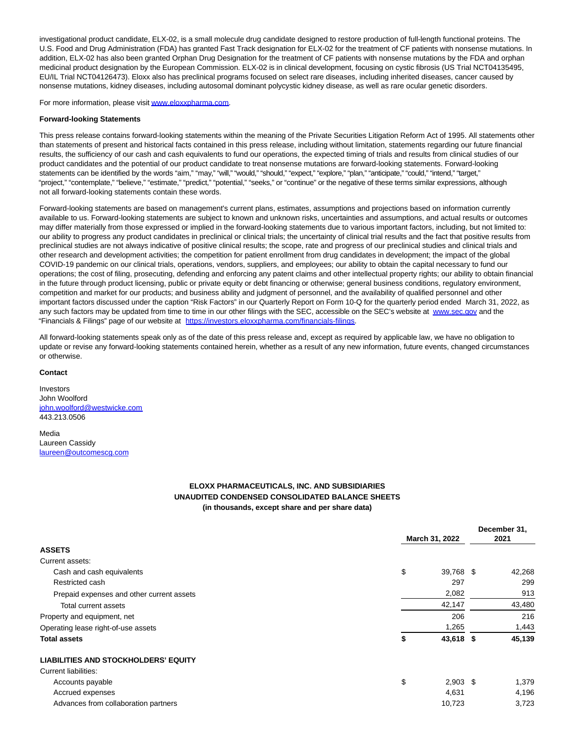investigational product candidate, ELX-02, is a small molecule drug candidate designed to restore production of full-length functional proteins. The U.S. Food and Drug Administration (FDA) has granted Fast Track designation for ELX-02 for the treatment of CF patients with nonsense mutations. In addition, ELX-02 has also been granted Orphan Drug Designation for the treatment of CF patients with nonsense mutations by the FDA and orphan medicinal product designation by the European Commission. ELX-02 is in clinical development, focusing on cystic fibrosis (US Trial NCT04135495, EU/IL Trial NCT04126473). Eloxx also has preclinical programs focused on select rare diseases, including inherited diseases, cancer caused by nonsense mutations, kidney diseases, including autosomal dominant polycystic kidney disease, as well as rare ocular genetic disorders.

For more information, please visit www.eloxxpharma.com.

**Forward-looking Statements**

This press release contains forward-looking statements within the meaning of the Private Securities Litigation Reform Act of 1995. All statements other than statements of present and historical facts contained in this press release, including without limitation, statements regarding our future financial results, the sufficiency of our cash and cash equivalents to fund our operations, the expected timing of trials and results from clinical studies of our product candidates and the potential of our product candidate to treat nonsense mutations are forward-looking statements. Forward-looking statements can be identified by the words "aim," "may," "will," "would," "should," "expect," "explore," "plan," "anticipate," "could," "intend," "target," "project," "contemplate," "believe," "estimate," "predict," "potential," "seeks," or "continue" or the negative of these terms similar expressions, although not all forward-looking statements contain these words.

Forward-looking statements are based on management's current plans, estimates, assumptions and projections based on information currently available to us. Forward-looking statements are subject to known and unknown risks, uncertainties and assumptions, and actual results or outcomes may differ materially from those expressed or implied in the forward-looking statements due to various important factors, including, but not limited to: our ability to progress any product candidates in preclinical or clinical trials; the uncertainty of clinical trial results and the fact that positive results from preclinical studies are not always indicative of positive clinical results; the scope, rate and progress of our preclinical studies and clinical trials and other research and development activities; the competition for patient enrollment from drug candidates in development; the impact of the global COVID-19 pandemic on our clinical trials, operations, vendors, suppliers, and employees; our ability to obtain the capital necessary to fund our operations; the cost of filing, prosecuting, defending and enforcing any patent claims and other intellectual property rights; our ability to obtain financial in the future through product licensing, public or private equity or debt financing or otherwise; general business conditions, regulatory environment, competition and market for our products; and business ability and judgment of personnel, and the availability of qualified personnel and other important factors discussed under the caption "Risk Factors" in our Quarterly Report on Form 10-Q for the quarterly period ended March 31, 2022, as any such factors may be updated from time to time in our other filings with the SEC, accessible on the SEC's website at www.sec.gov and the "Financials & Filings" page of our website at https://investors.eloxxpharma.com/financials-filings.

All forward-looking statements speak only as of the date of this press release and, except as required by applicable law, we have no obligation to update or revise any forward-looking statements contained herein, whether as a result of any new information, future events, changed circumstances or otherwise.

**Contact**

Investors
John Woolford
john.woolford@westwicke.com
443.213.0506

Media
Laureen Cassidy
laureen@outcomescg.com

**ELOXX PHARMACEUTICALS, INC. AND SUBSIDIARIES**
**UNAUDITED CONDENSED CONSOLIDATED BALANCE SHEETS**
**(in thousands, except share and per share data)**

| | March 31, 2022 | December 31, 2021 |
|---|---|---|
| **ASSETS** | | |
| Current assets: | | |
| Cash and cash equivalents | $ 39,768 | $ 42,268 |
| Restricted cash | 297 | 299 |
| Prepaid expenses and other current assets | 2,082 | 913 |
| Total current assets | 42,147 | 43,480 |
| Property and equipment, net | 206 | 216 |
| Operating lease right-of-use assets | 1,265 | 1,443 |
| **Total assets** | **$ 43,618** | **$ 45,139** |
| **LIABILITIES AND STOCKHOLDERS' EQUITY** | | |
| Current liabilities: | | |
| Accounts payable | $ 2,903 | $ 1,379 |
| Accrued expenses | 4,631 | 4,196 |
| Advances from collaboration partners | 10,723 | 3,723 |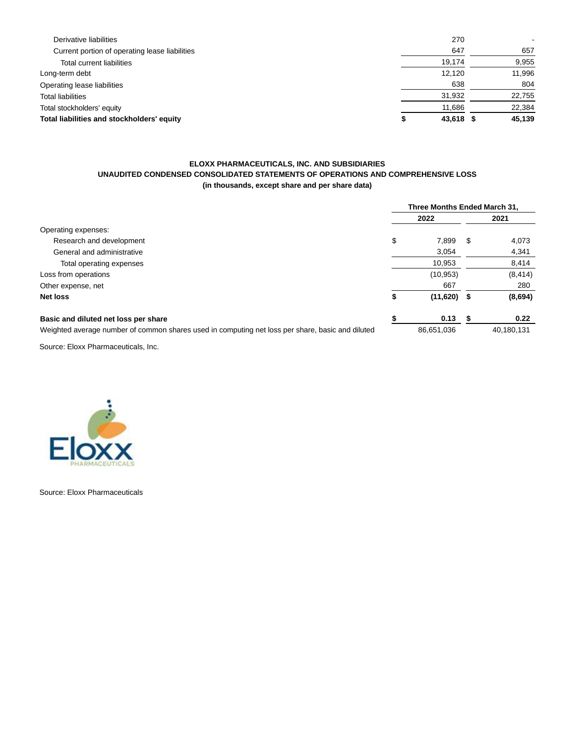| | | |
|---|---|---|
| Derivative liabilities | 270 | - |
| Current portion of operating lease liabilities | 647 | 657 |
| Total current liabilities | 19,174 | 9,955 |
| Long-term debt | 12,120 | 11,996 |
| Operating lease liabilities | 638 | 804 |
| Total liabilities | 31,932 | 22,755 |
| Total stockholders' equity | 11,686 | 22,384 |
| **Total liabilities and stockholders' equity** | **$ 43,618** | **$ 45,139** |

**ELOXX PHARMACEUTICALS, INC. AND SUBSIDIARIES**
**UNAUDITED CONDENSED CONSOLIDATED STATEMENTS OF OPERATIONS AND COMPREHENSIVE LOSS**
**(in thousands, except share and per share data)**

| | Three Months Ended March 31, | |
|---|---|---|
| | **2022** | **2021** |
| Operating expenses: | | |
| Research and development | $ 7,899 | $ 4,073 |
| General and administrative | 3,054 | 4,341 |
| Total operating expenses | 10,953 | 8,414 |
| Loss from operations | (10,953) | (8,414) |
| Other expense, net | 667 | 280 |
| **Net loss** | **$ (11,620)** | **$ (8,694)** |
| **Basic and diluted net loss per share** | **$ 0.13** | **$ 0.22** |
| Weighted average number of common shares used in computing net loss per share, basic and diluted | 86,651,036 | 40,180,131 |

Source: Eloxx Pharmaceuticals, Inc.

Source: Eloxx Pharmaceuticals